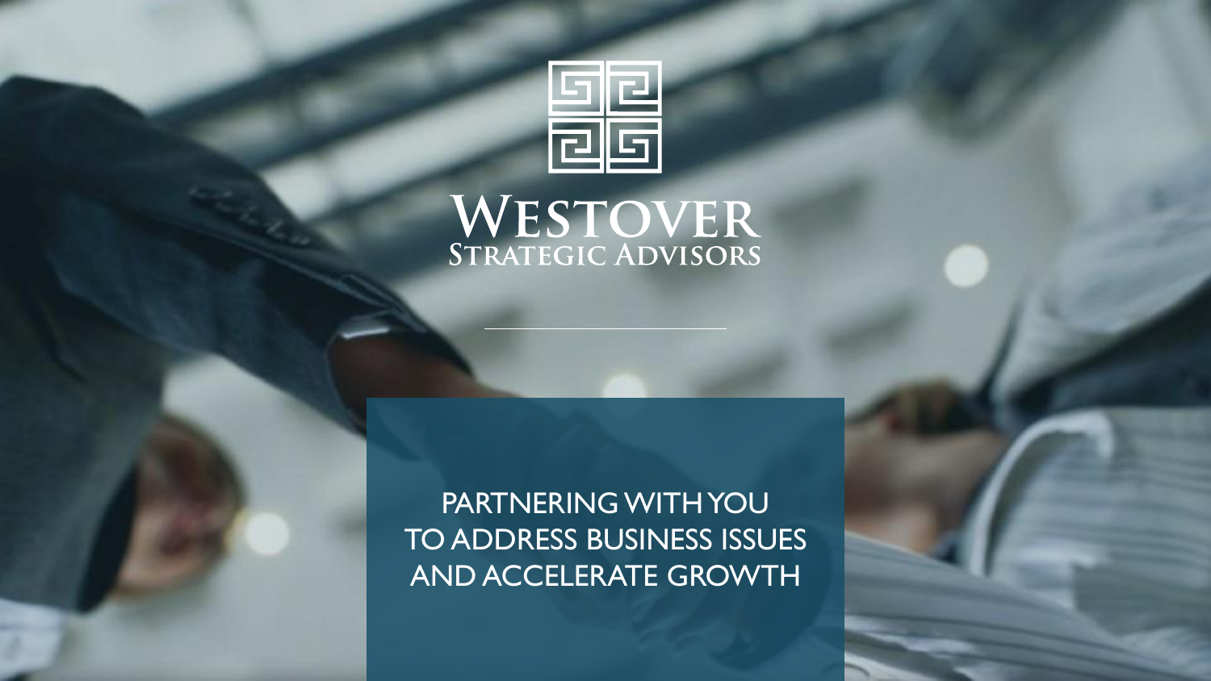# Westover
## Strategic Advisors

---

PARTNERING WITH YOU
TO ADDRESS BUSINESS ISSUES
AND ACCELERATE GROWTH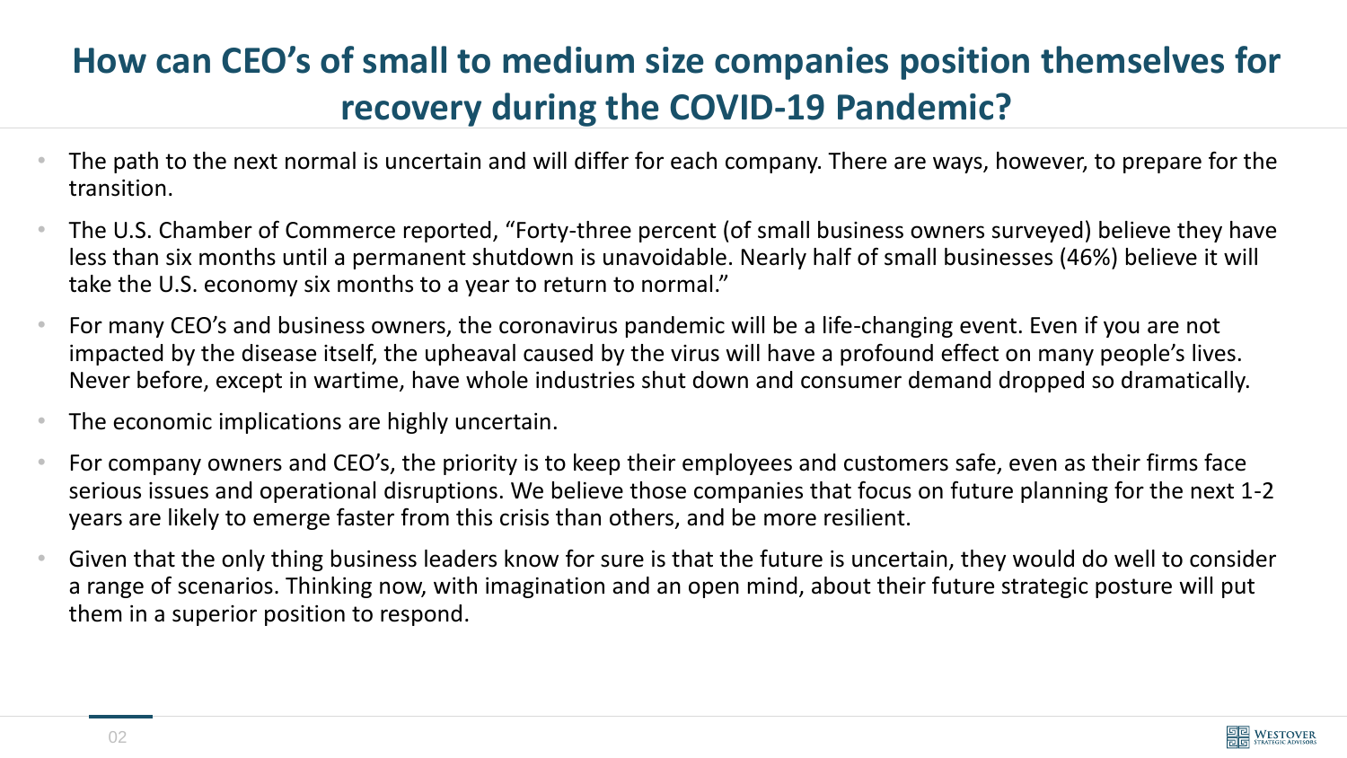# How can CEO's of small to medium size companies position themselves for recovery during the COVID-19 Pandemic?

- The path to the next normal is uncertain and will differ for each company. There are ways, however, to prepare for the transition.
- The U.S. Chamber of Commerce reported, "Forty-three percent (of small business owners surveyed) believe they have less than six months until a permanent shutdown is unavoidable. Nearly half of small businesses (46%) believe it will take the U.S. economy six months to a year to return to normal."
- For many CEO's and business owners, the coronavirus pandemic will be a life-changing event. Even if you are not impacted by the disease itself, the upheaval caused by the virus will have a profound effect on many people's lives. Never before, except in wartime, have whole industries shut down and consumer demand dropped so dramatically.
- The economic implications are highly uncertain.
- For company owners and CEO's, the priority is to keep their employees and customers safe, even as their firms face serious issues and operational disruptions. We believe those companies that focus on future planning for the next 1-2 years are likely to emerge faster from this crisis than others, and be more resilient.
- Given that the only thing business leaders know for sure is that the future is uncertain, they would do well to consider a range of scenarios. Thinking now, with imagination and an open mind, about their future strategic posture will put them in a superior position to respond.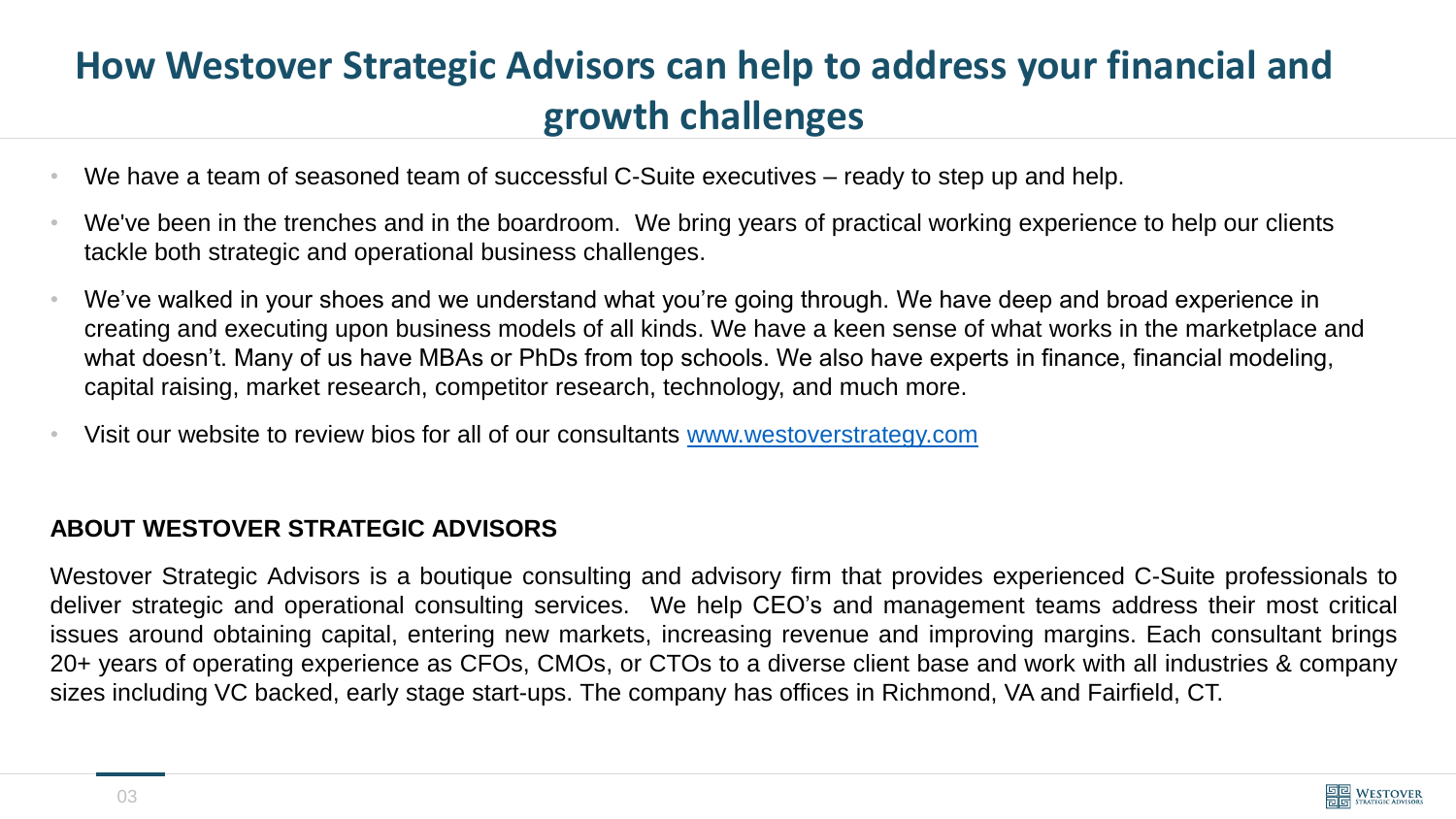# How Westover Strategic Advisors can help to address your financial and growth challenges

- We have a team of seasoned team of successful C-Suite executives – ready to step up and help.
- We've been in the trenches and in the boardroom. We bring years of practical working experience to help our clients tackle both strategic and operational business challenges.
- We've walked in your shoes and we understand what you're going through. We have deep and broad experience in creating and executing upon business models of all kinds. We have a keen sense of what works in the marketplace and what doesn't. Many of us have MBAs or PhDs from top schools. We also have experts in finance, financial modeling, capital raising, market research, competitor research, technology, and much more.
- Visit our website to review bios for all of our consultants [www.westoverstrategy.com](http://www.westoverstrategy.com)

**ABOUT WESTOVER STRATEGIC ADVISORS**

Westover Strategic Advisors is a boutique consulting and advisory firm that provides experienced C-Suite professionals to deliver strategic and operational consulting services. We help CEO's and management teams address their most critical issues around obtaining capital, entering new markets, increasing revenue and improving margins. Each consultant brings 20+ years of operating experience as CFOs, CMOs, or CTOs to a diverse client base and work with all industries & company sizes including VC backed, early stage start-ups. The company has offices in Richmond, VA and Fairfield, CT.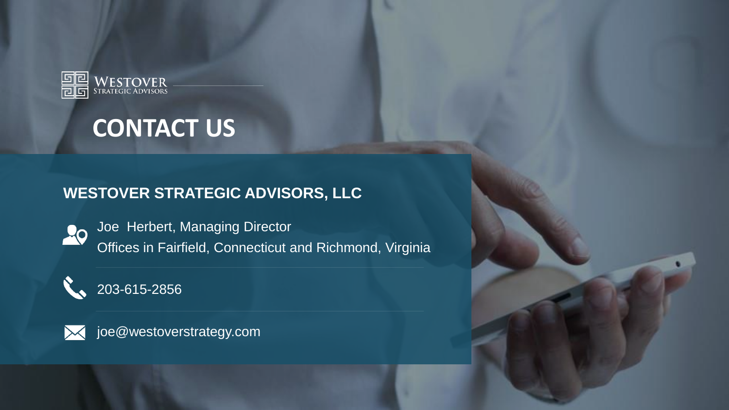WESTOVER
STRATEGIC ADVISORS

# CONTACT US

## WESTOVER STRATEGIC ADVISORS, LLC

Joe Herbert, Managing Director

Offices in Fairfield, Connecticut and Richmond, Virginia

203-615-2856

joe@westoverstrategy.com